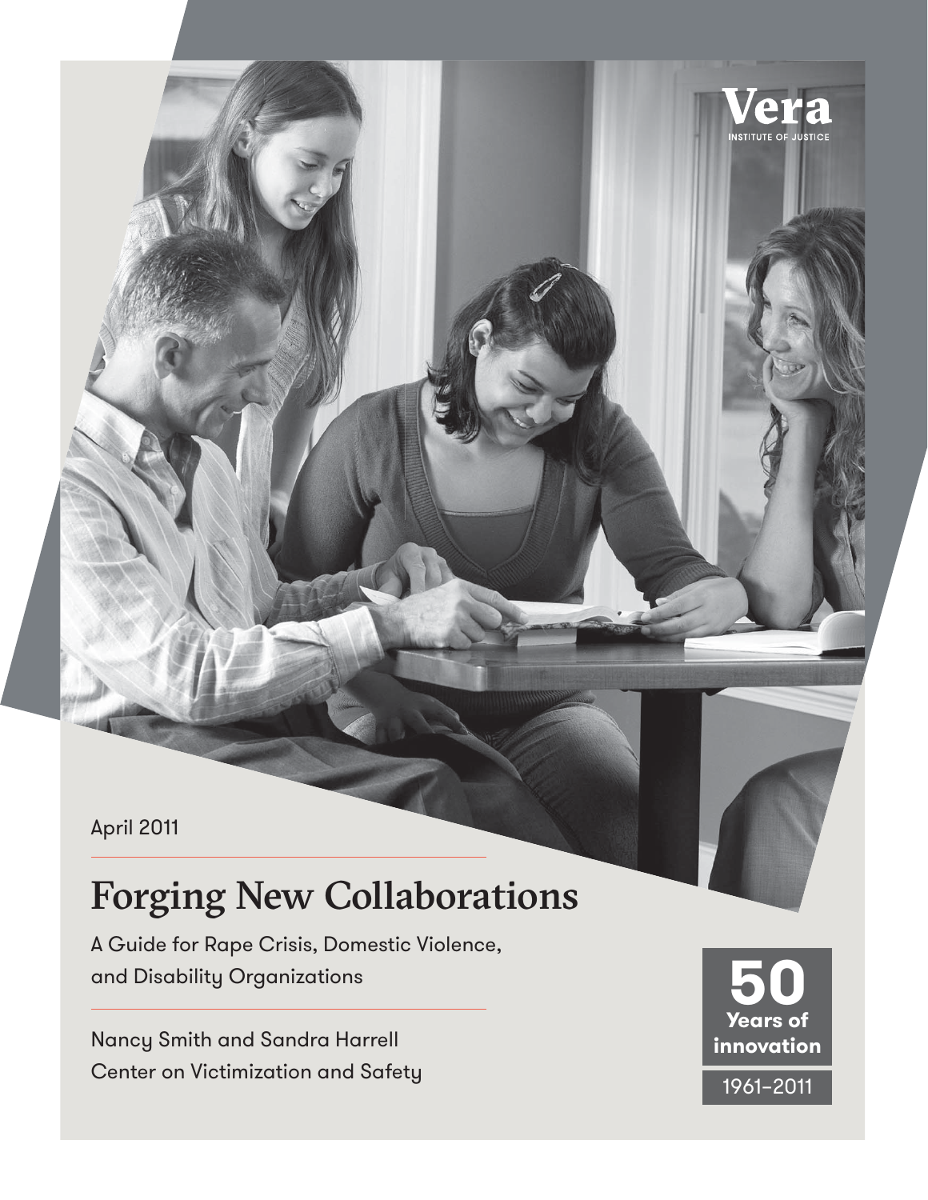Vera
INSTITUTE OF JUSTICE

April 2011

# Forging New Collaborations

A Guide for Rape Crisis, Domestic Violence, and Disability Organizations

Nancy Smith and Sandra Harrell
Center on Victimization and Safety

**50**
**Years of innovation**
1961–2011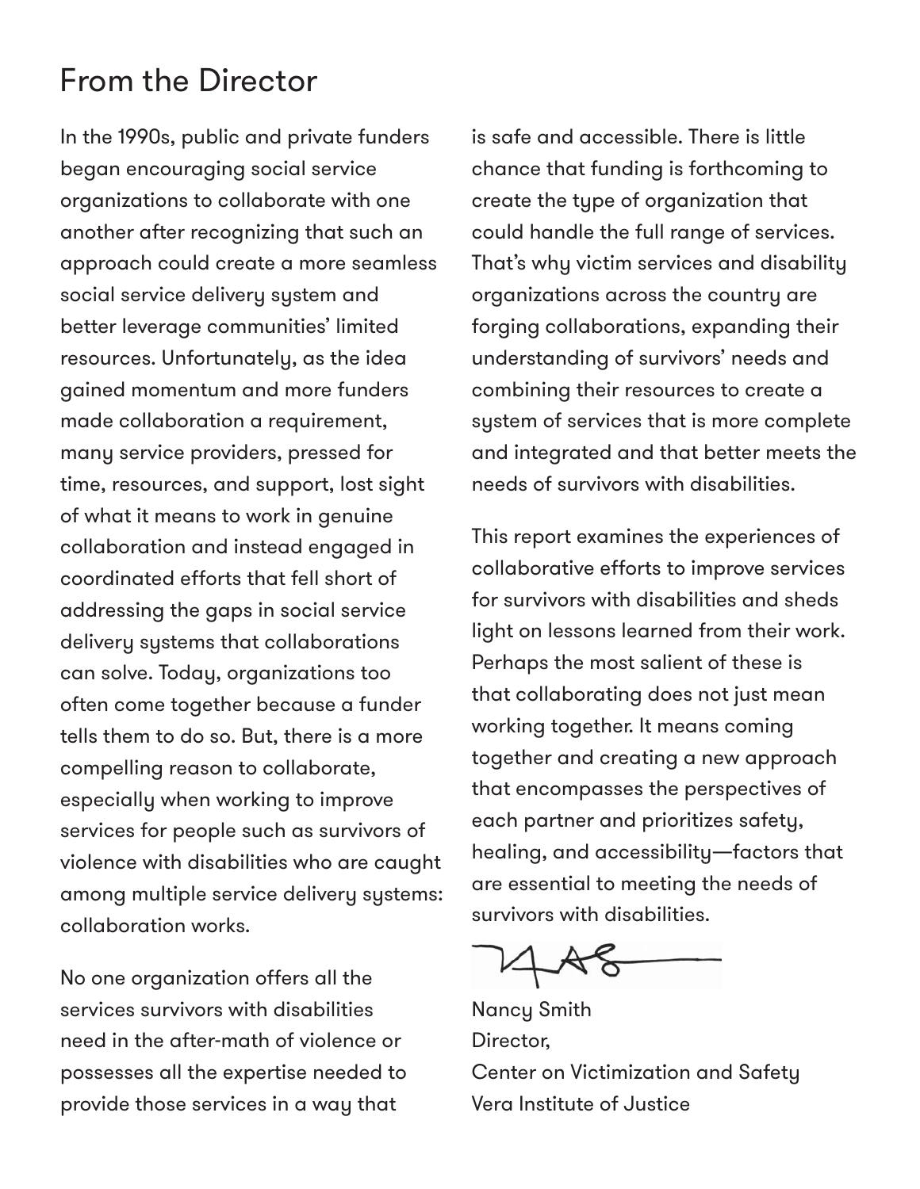## From the Director

In the 1990s, public and private funders began encouraging social service organizations to collaborate with one another after recognizing that such an approach could create a more seamless social service delivery system and better leverage communities' limited resources. Unfortunately, as the idea gained momentum and more funders made collaboration a requirement, many service providers, pressed for time, resources, and support, lost sight of what it means to work in genuine collaboration and instead engaged in coordinated efforts that fell short of addressing the gaps in social service delivery systems that collaborations can solve. Today, organizations too often come together because a funder tells them to do so. But, there is a more compelling reason to collaborate, especially when working to improve services for people such as survivors of violence with disabilities who are caught among multiple service delivery systems: collaboration works.

No one organization offers all the services survivors with disabilities need in the after-math of violence or possesses all the expertise needed to provide those services in a way that is safe and accessible. There is little chance that funding is forthcoming to create the type of organization that could handle the full range of services. That's why victim services and disability organizations across the country are forging collaborations, expanding their understanding of survivors' needs and combining their resources to create a system of services that is more complete and integrated and that better meets the needs of survivors with disabilities.

This report examines the experiences of collaborative efforts to improve services for survivors with disabilities and sheds light on lessons learned from their work. Perhaps the most salient of these is that collaborating does not just mean working together. It means coming together and creating a new approach that encompasses the perspectives of each partner and prioritizes safety, healing, and accessibility—factors that are essential to meeting the needs of survivors with disabilities.

Nancy Smith
Director,
Center on Victimization and Safety
Vera Institute of Justice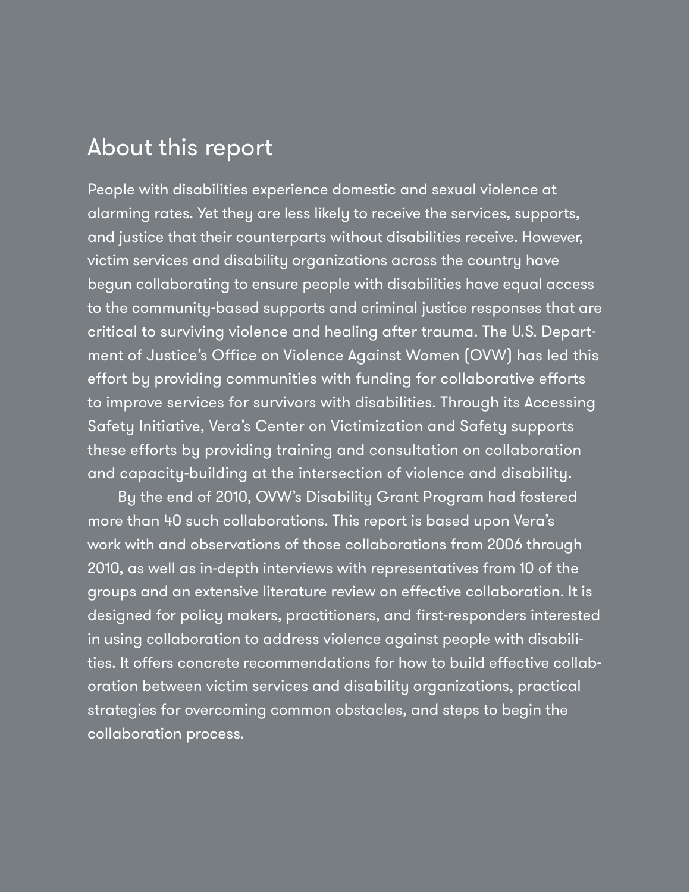## About this report

People with disabilities experience domestic and sexual violence at alarming rates. Yet they are less likely to receive the services, supports, and justice that their counterparts without disabilities receive. However, victim services and disability organizations across the country have begun collaborating to ensure people with disabilities have equal access to the community-based supports and criminal justice responses that are critical to surviving violence and healing after trauma. The U.S. Department of Justice's Office on Violence Against Women (OVW) has led this effort by providing communities with funding for collaborative efforts to improve services for survivors with disabilities. Through its Accessing Safety Initiative, Vera's Center on Victimization and Safety supports these efforts by providing training and consultation on collaboration and capacity-building at the intersection of violence and disability.

By the end of 2010, OVW's Disability Grant Program had fostered more than 40 such collaborations. This report is based upon Vera's work with and observations of those collaborations from 2006 through 2010, as well as in-depth interviews with representatives from 10 of the groups and an extensive literature review on effective collaboration. It is designed for policy makers, practitioners, and first-responders interested in using collaboration to address violence against people with disabilities. It offers concrete recommendations for how to build effective collaboration between victim services and disability organizations, practical strategies for overcoming common obstacles, and steps to begin the collaboration process.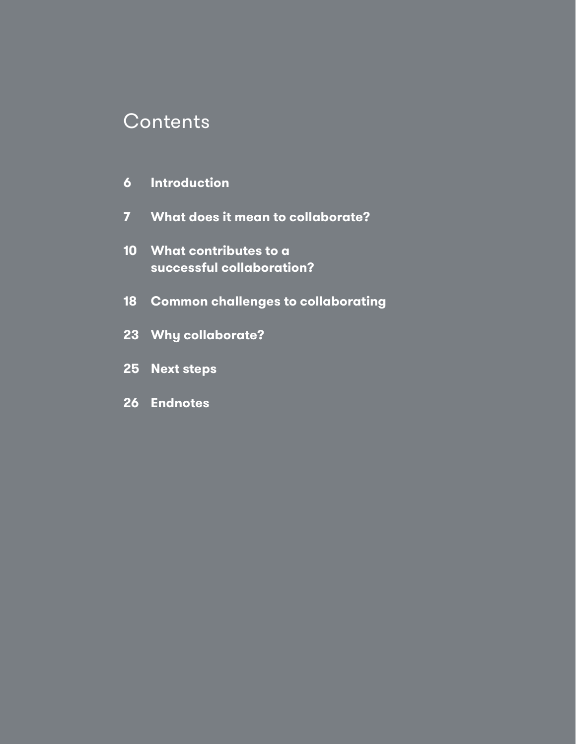# Contents

- **6** **Introduction**
- **7** **What does it mean to collaborate?**
- **10** **What contributes to a successful collaboration?**
- **18** **Common challenges to collaborating**
- **23** **Why collaborate?**
- **25** **Next steps**
- **26** **Endnotes**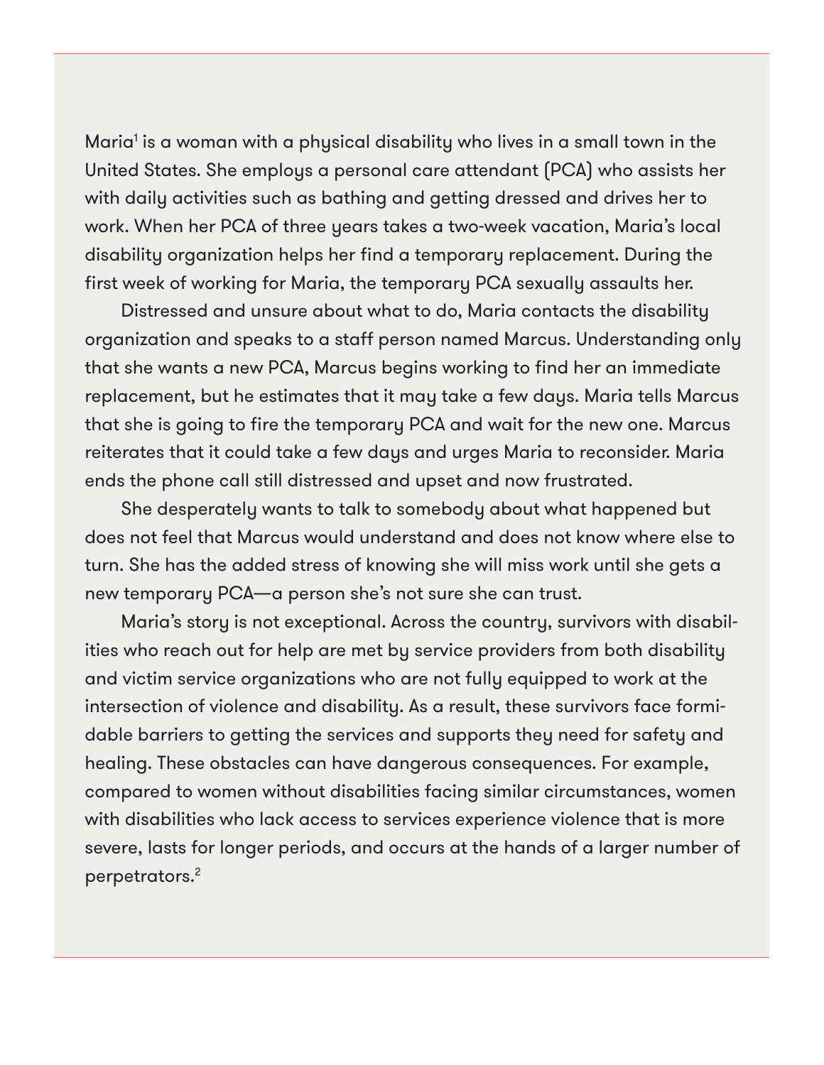Maria[1] is a woman with a physical disability who lives in a small town in the United States. She employs a personal care attendant (PCA) who assists her with daily activities such as bathing and getting dressed and drives her to work. When her PCA of three years takes a two-week vacation, Maria's local disability organization helps her find a temporary replacement. During the first week of working for Maria, the temporary PCA sexually assaults her.

Distressed and unsure about what to do, Maria contacts the disability organization and speaks to a staff person named Marcus. Understanding only that she wants a new PCA, Marcus begins working to find her an immediate replacement, but he estimates that it may take a few days. Maria tells Marcus that she is going to fire the temporary PCA and wait for the new one. Marcus reiterates that it could take a few days and urges Maria to reconsider. Maria ends the phone call still distressed and upset and now frustrated.

She desperately wants to talk to somebody about what happened but does not feel that Marcus would understand and does not know where else to turn. She has the added stress of knowing she will miss work until she gets a new temporary PCA—a person she's not sure she can trust.

Maria's story is not exceptional. Across the country, survivors with disabilities who reach out for help are met by service providers from both disability and victim service organizations who are not fully equipped to work at the intersection of violence and disability. As a result, these survivors face formidable barriers to getting the services and supports they need for safety and healing. These obstacles can have dangerous consequences. For example, compared to women without disabilities facing similar circumstances, women with disabilities who lack access to services experience violence that is more severe, lasts for longer periods, and occurs at the hands of a larger number of perpetrators.[2]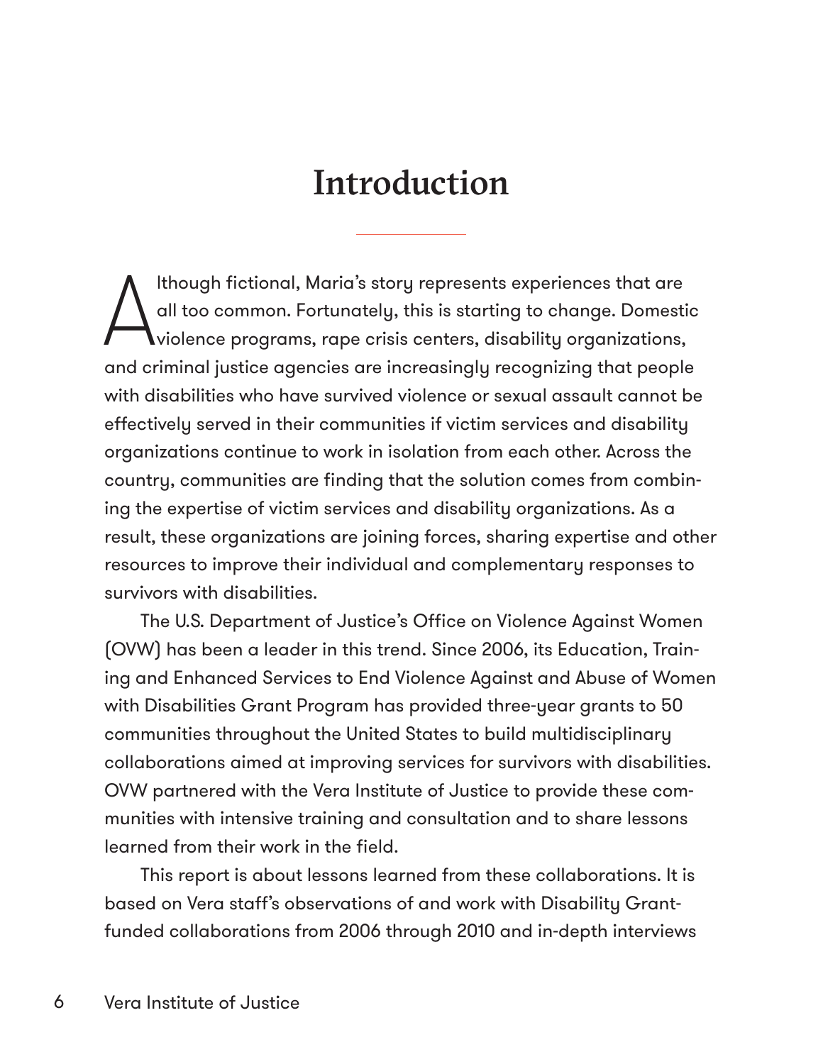# Introduction

Although fictional, Maria's story represents experiences that are all too common. Fortunately, this is starting to change. Domestic violence programs, rape crisis centers, disability organizations, and criminal justice agencies are increasingly recognizing that people with disabilities who have survived violence or sexual assault cannot be effectively served in their communities if victim services and disability organizations continue to work in isolation from each other. Across the country, communities are finding that the solution comes from combining the expertise of victim services and disability organizations. As a result, these organizations are joining forces, sharing expertise and other resources to improve their individual and complementary responses to survivors with disabilities.

The U.S. Department of Justice's Office on Violence Against Women (OVW) has been a leader in this trend. Since 2006, its Education, Training and Enhanced Services to End Violence Against and Abuse of Women with Disabilities Grant Program has provided three-year grants to 50 communities throughout the United States to build multidisciplinary collaborations aimed at improving services for survivors with disabilities. OVW partnered with the Vera Institute of Justice to provide these communities with intensive training and consultation and to share lessons learned from their work in the field.

This report is about lessons learned from these collaborations. It is based on Vera staff's observations of and work with Disability Grant-funded collaborations from 2006 through 2010 and in-depth interviews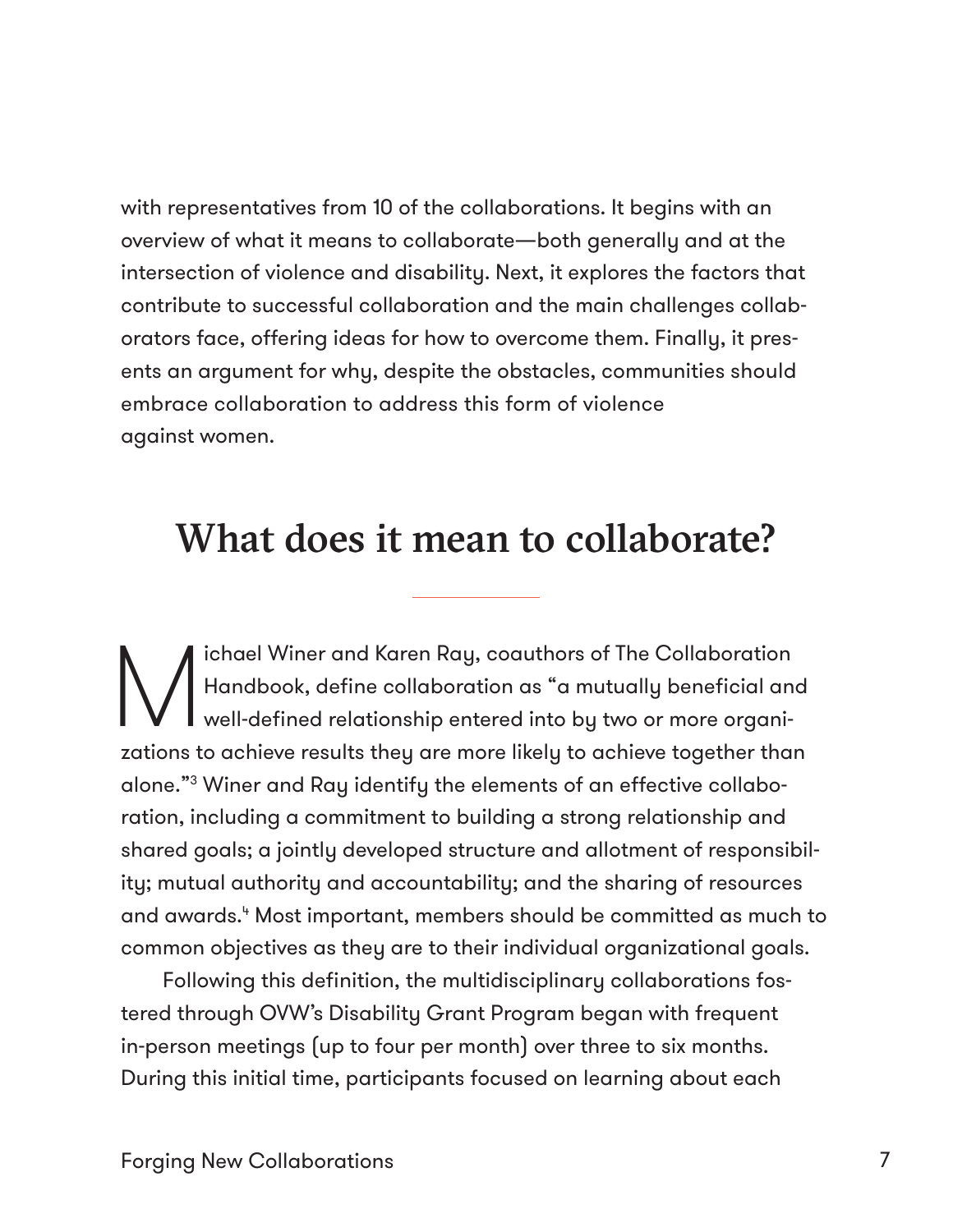with representatives from 10 of the collaborations. It begins with an overview of what it means to collaborate—both generally and at the intersection of violence and disability. Next, it explores the factors that contribute to successful collaboration and the main challenges collaborators face, offering ideas for how to overcome them. Finally, it presents an argument for why, despite the obstacles, communities should embrace collaboration to address this form of violence against women.

## What does it mean to collaborate?

Michael Winer and Karen Ray, coauthors of The Collaboration Handbook, define collaboration as "a mutually beneficial and well-defined relationship entered into by two or more organizations to achieve results they are more likely to achieve together than alone."[3] Winer and Ray identify the elements of an effective collaboration, including a commitment to building a strong relationship and shared goals; a jointly developed structure and allotment of responsibility; mutual authority and accountability; and the sharing of resources and awards.[4] Most important, members should be committed as much to common objectives as they are to their individual organizational goals.

Following this definition, the multidisciplinary collaborations fostered through OVW's Disability Grant Program began with frequent in-person meetings (up to four per month) over three to six months. During this initial time, participants focused on learning about each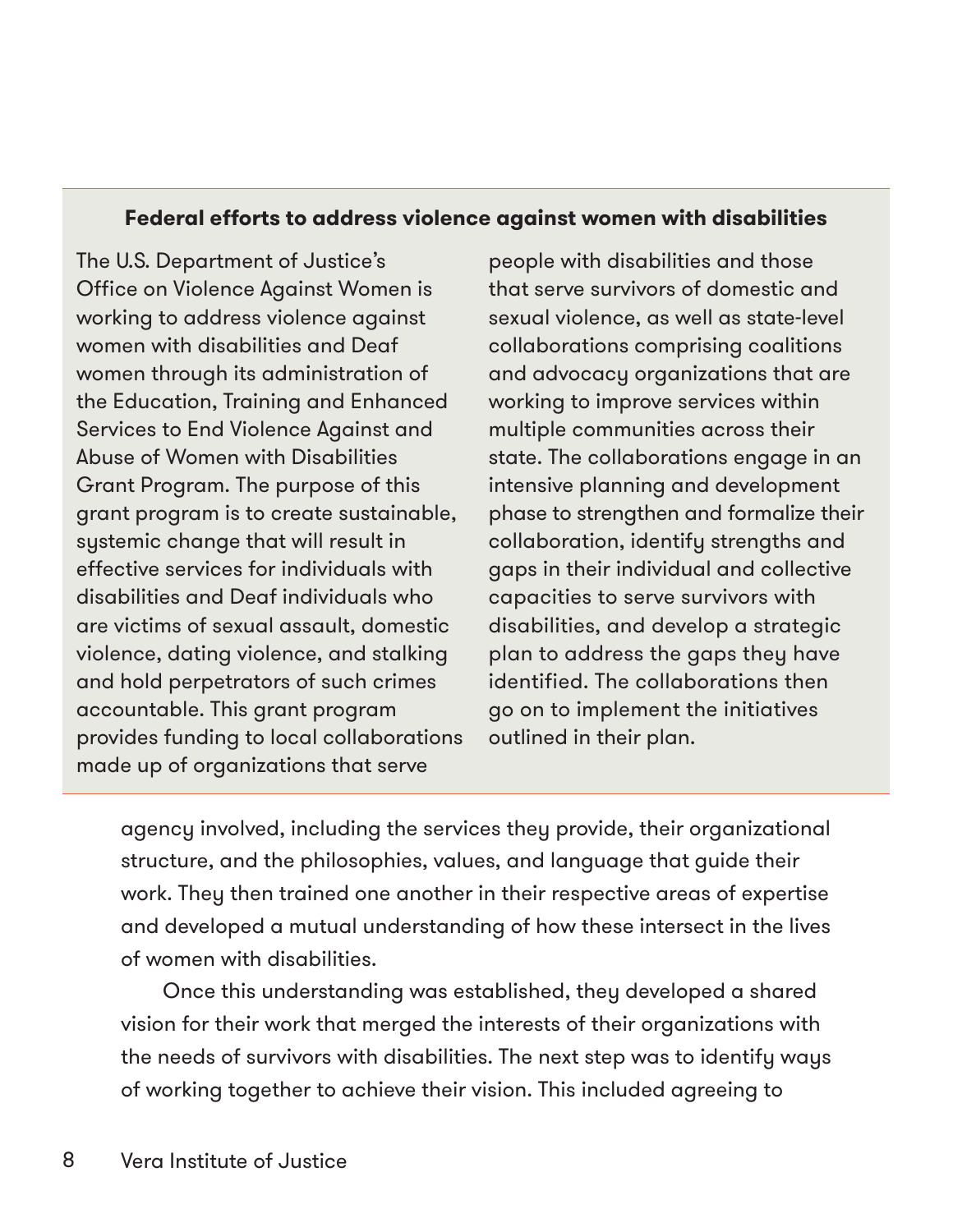### Federal efforts to address violence against women with disabilities

The U.S. Department of Justice's Office on Violence Against Women is working to address violence against women with disabilities and Deaf women through its administration of the Education, Training and Enhanced Services to End Violence Against and Abuse of Women with Disabilities Grant Program. The purpose of this grant program is to create sustainable, systemic change that will result in effective services for individuals with disabilities and Deaf individuals who are victims of sexual assault, domestic violence, dating violence, and stalking and hold perpetrators of such crimes accountable. This grant program provides funding to local collaborations made up of organizations that serve people with disabilities and those that serve survivors of domestic and sexual violence, as well as state-level collaborations comprising coalitions and advocacy organizations that are working to improve services within multiple communities across their state. The collaborations engage in an intensive planning and development phase to strengthen and formalize their collaboration, identify strengths and gaps in their individual and collective capacities to serve survivors with disabilities, and develop a strategic plan to address the gaps they have identified. The collaborations then go on to implement the initiatives outlined in their plan.

---

agency involved, including the services they provide, their organizational structure, and the philosophies, values, and language that guide their work. They then trained one another in their respective areas of expertise and developed a mutual understanding of how these intersect in the lives of women with disabilities.

Once this understanding was established, they developed a shared vision for their work that merged the interests of their organizations with the needs of survivors with disabilities. The next step was to identify ways of working together to achieve their vision. This included agreeing to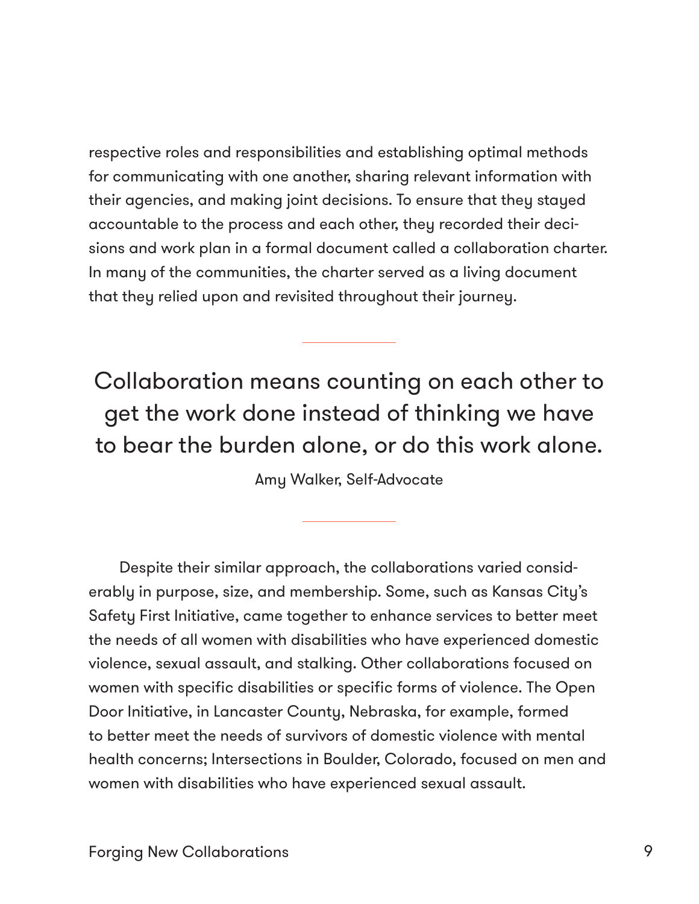respective roles and responsibilities and establishing optimal methods for communicating with one another, sharing relevant information with their agencies, and making joint decisions. To ensure that they stayed accountable to the process and each other, they recorded their decisions and work plan in a formal document called a collaboration charter. In many of the communities, the charter served as a living document that they relied upon and revisited throughout their journey.

---

> Collaboration means counting on each other to get the work done instead of thinking we have to bear the burden alone, or do this work alone.
>
> Amy Walker, Self-Advocate

---

Despite their similar approach, the collaborations varied considerably in purpose, size, and membership. Some, such as Kansas City's Safety First Initiative, came together to enhance services to better meet the needs of all women with disabilities who have experienced domestic violence, sexual assault, and stalking. Other collaborations focused on women with specific disabilities or specific forms of violence. The Open Door Initiative, in Lancaster County, Nebraska, for example, formed to better meet the needs of survivors of domestic violence with mental health concerns; Intersections in Boulder, Colorado, focused on men and women with disabilities who have experienced sexual assault.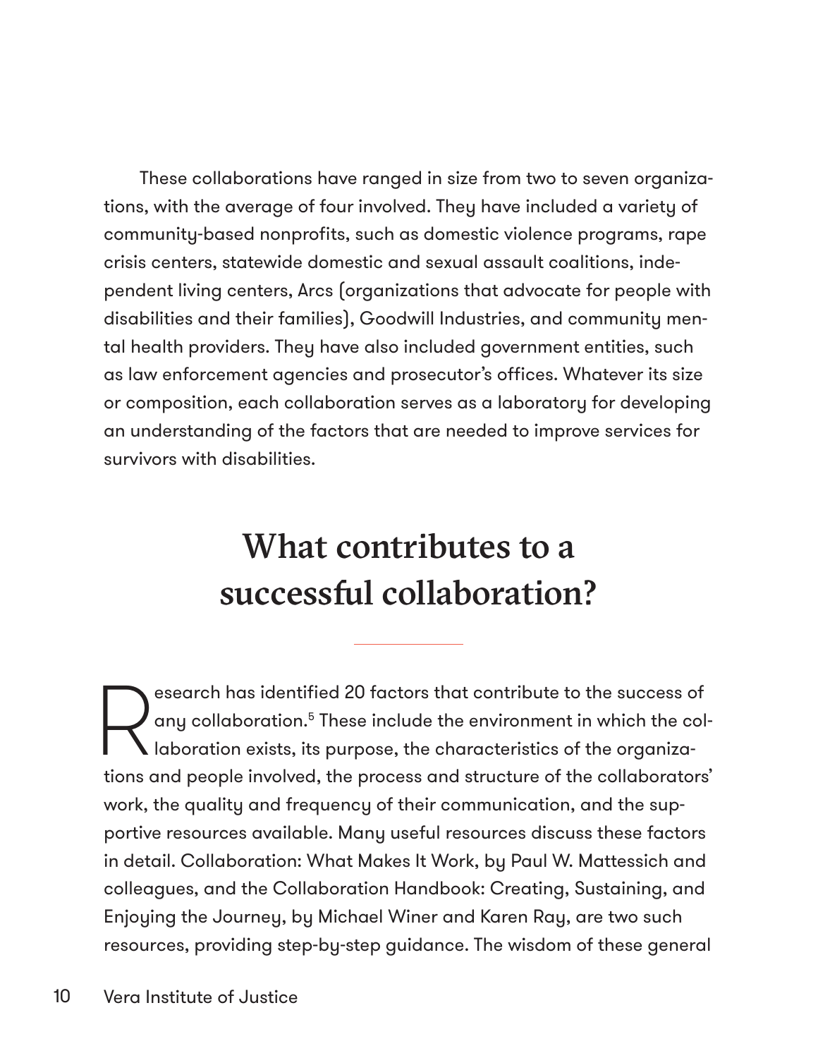These collaborations have ranged in size from two to seven organizations, with the average of four involved. They have included a variety of community-based nonprofits, such as domestic violence programs, rape crisis centers, statewide domestic and sexual assault coalitions, independent living centers, Arcs (organizations that advocate for people with disabilities and their families), Goodwill Industries, and community mental health providers. They have also included government entities, such as law enforcement agencies and prosecutor's offices. Whatever its size or composition, each collaboration serves as a laboratory for developing an understanding of the factors that are needed to improve services for survivors with disabilities.

## What contributes to a successful collaboration?

Research has identified 20 factors that contribute to the success of any collaboration.[5] These include the environment in which the collaboration exists, its purpose, the characteristics of the organizations and people involved, the process and structure of the collaborators' work, the quality and frequency of their communication, and the supportive resources available. Many useful resources discuss these factors in detail. Collaboration: What Makes It Work, by Paul W. Mattessich and colleagues, and the Collaboration Handbook: Creating, Sustaining, and Enjoying the Journey, by Michael Winer and Karen Ray, are two such resources, providing step-by-step guidance. The wisdom of these general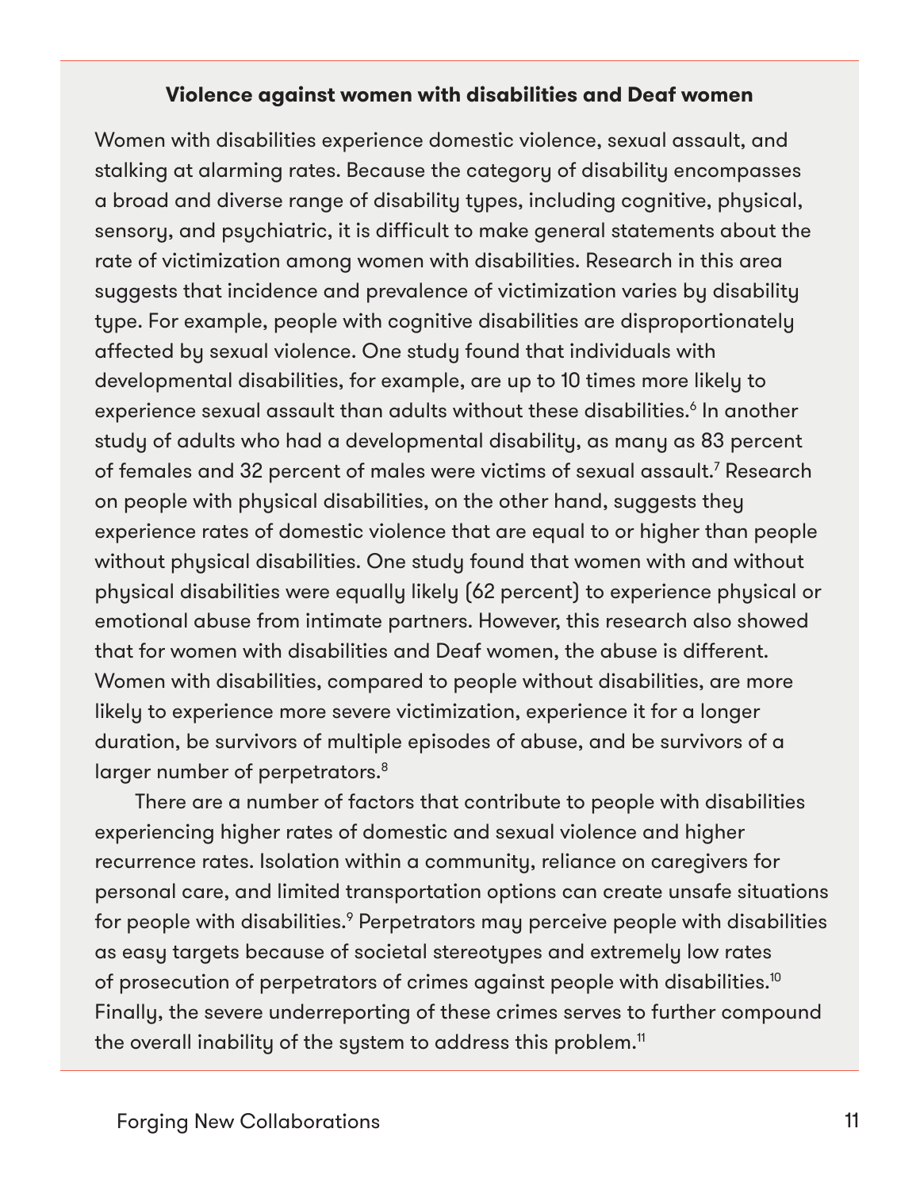### Violence against women with disabilities and Deaf women

Women with disabilities experience domestic violence, sexual assault, and stalking at alarming rates. Because the category of disability encompasses a broad and diverse range of disability types, including cognitive, physical, sensory, and psychiatric, it is difficult to make general statements about the rate of victimization among women with disabilities. Research in this area suggests that incidence and prevalence of victimization varies by disability type. For example, people with cognitive disabilities are disproportionately affected by sexual violence. One study found that individuals with developmental disabilities, for example, are up to 10 times more likely to experience sexual assault than adults without these disabilities.[6] In another study of adults who had a developmental disability, as many as 83 percent of females and 32 percent of males were victims of sexual assault.[7] Research on people with physical disabilities, on the other hand, suggests they experience rates of domestic violence that are equal to or higher than people without physical disabilities. One study found that women with and without physical disabilities were equally likely (62 percent) to experience physical or emotional abuse from intimate partners. However, this research also showed that for women with disabilities and Deaf women, the abuse is different. Women with disabilities, compared to people without disabilities, are more likely to experience more severe victimization, experience it for a longer duration, be survivors of multiple episodes of abuse, and be survivors of a larger number of perpetrators.[8]

There are a number of factors that contribute to people with disabilities experiencing higher rates of domestic and sexual violence and higher recurrence rates. Isolation within a community, reliance on caregivers for personal care, and limited transportation options can create unsafe situations for people with disabilities.[9] Perpetrators may perceive people with disabilities as easy targets because of societal stereotypes and extremely low rates of prosecution of perpetrators of crimes against people with disabilities.[10] Finally, the severe underreporting of these crimes serves to further compound the overall inability of the system to address this problem.[11]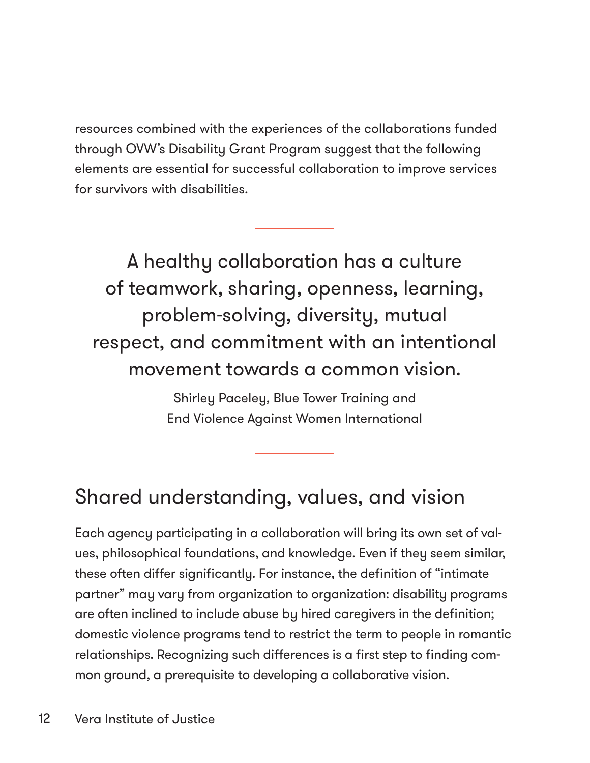resources combined with the experiences of the collaborations funded through OVW's Disability Grant Program suggest that the following elements are essential for successful collaboration to improve services for survivors with disabilities.

---

> A healthy collaboration has a culture of teamwork, sharing, openness, learning, problem-solving, diversity, mutual respect, and commitment with an intentional movement towards a common vision.
>
> Shirley Paceley, Blue Tower Training and End Violence Against Women International

---

## Shared understanding, values, and vision

Each agency participating in a collaboration will bring its own set of values, philosophical foundations, and knowledge. Even if they seem similar, these often differ significantly. For instance, the definition of "intimate partner" may vary from organization to organization: disability programs are often inclined to include abuse by hired caregivers in the definition; domestic violence programs tend to restrict the term to people in romantic relationships. Recognizing such differences is a first step to finding common ground, a prerequisite to developing a collaborative vision.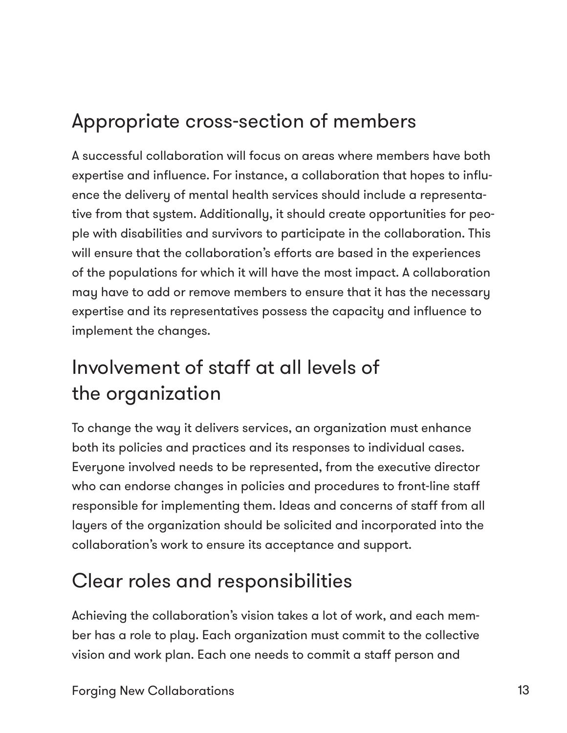## Appropriate cross-section of members

A successful collaboration will focus on areas where members have both expertise and influence. For instance, a collaboration that hopes to influence the delivery of mental health services should include a representative from that system. Additionally, it should create opportunities for people with disabilities and survivors to participate in the collaboration. This will ensure that the collaboration's efforts are based in the experiences of the populations for which it will have the most impact. A collaboration may have to add or remove members to ensure that it has the necessary expertise and its representatives possess the capacity and influence to implement the changes.

## Involvement of staff at all levels of the organization

To change the way it delivers services, an organization must enhance both its policies and practices and its responses to individual cases. Everyone involved needs to be represented, from the executive director who can endorse changes in policies and procedures to front-line staff responsible for implementing them. Ideas and concerns of staff from all layers of the organization should be solicited and incorporated into the collaboration's work to ensure its acceptance and support.

## Clear roles and responsibilities

Achieving the collaboration's vision takes a lot of work, and each member has a role to play. Each organization must commit to the collective vision and work plan. Each one needs to commit a staff person and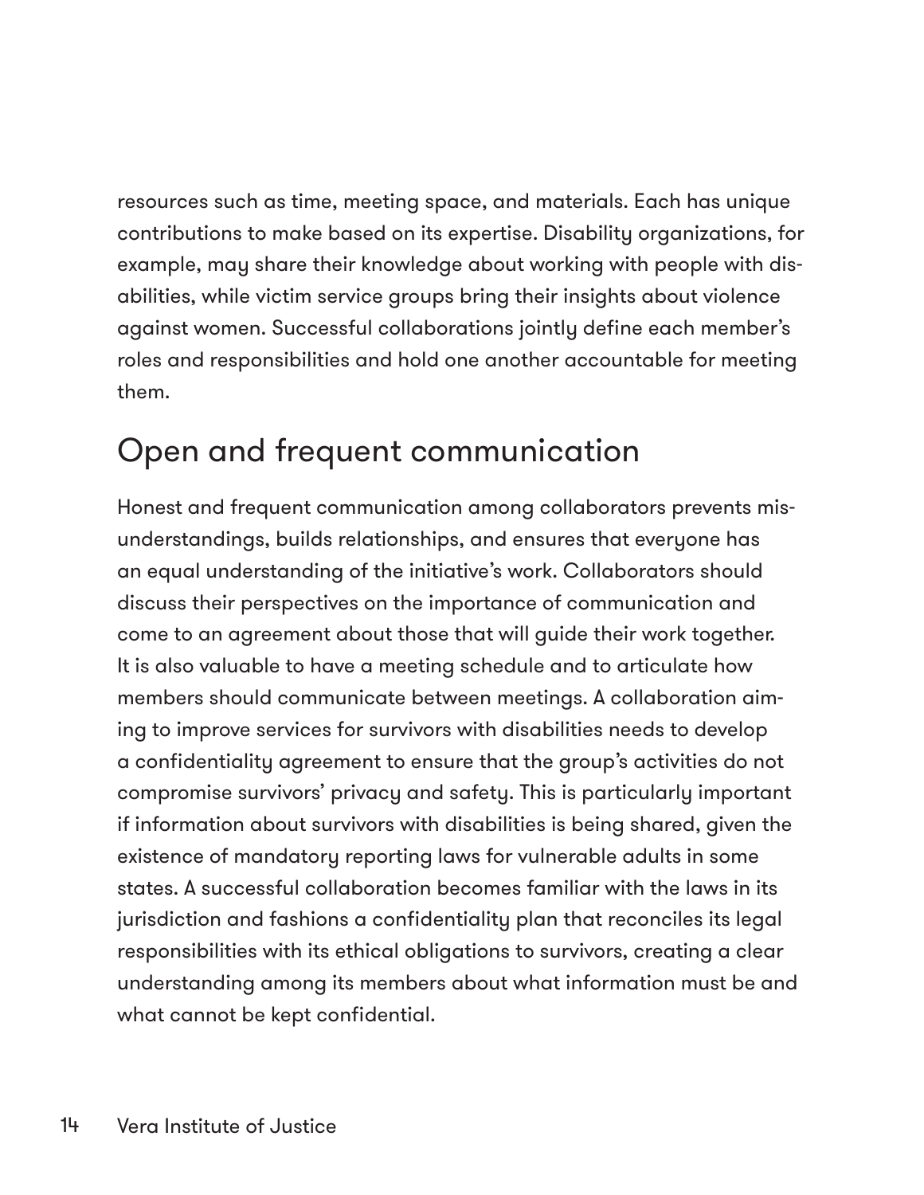resources such as time, meeting space, and materials. Each has unique contributions to make based on its expertise. Disability organizations, for example, may share their knowledge about working with people with disabilities, while victim service groups bring their insights about violence against women. Successful collaborations jointly define each member's roles and responsibilities and hold one another accountable for meeting them.

## Open and frequent communication

Honest and frequent communication among collaborators prevents misunderstandings, builds relationships, and ensures that everyone has an equal understanding of the initiative's work. Collaborators should discuss their perspectives on the importance of communication and come to an agreement about those that will guide their work together. It is also valuable to have a meeting schedule and to articulate how members should communicate between meetings. A collaboration aiming to improve services for survivors with disabilities needs to develop a confidentiality agreement to ensure that the group's activities do not compromise survivors' privacy and safety. This is particularly important if information about survivors with disabilities is being shared, given the existence of mandatory reporting laws for vulnerable adults in some states. A successful collaboration becomes familiar with the laws in its jurisdiction and fashions a confidentiality plan that reconciles its legal responsibilities with its ethical obligations to survivors, creating a clear understanding among its members about what information must be and what cannot be kept confidential.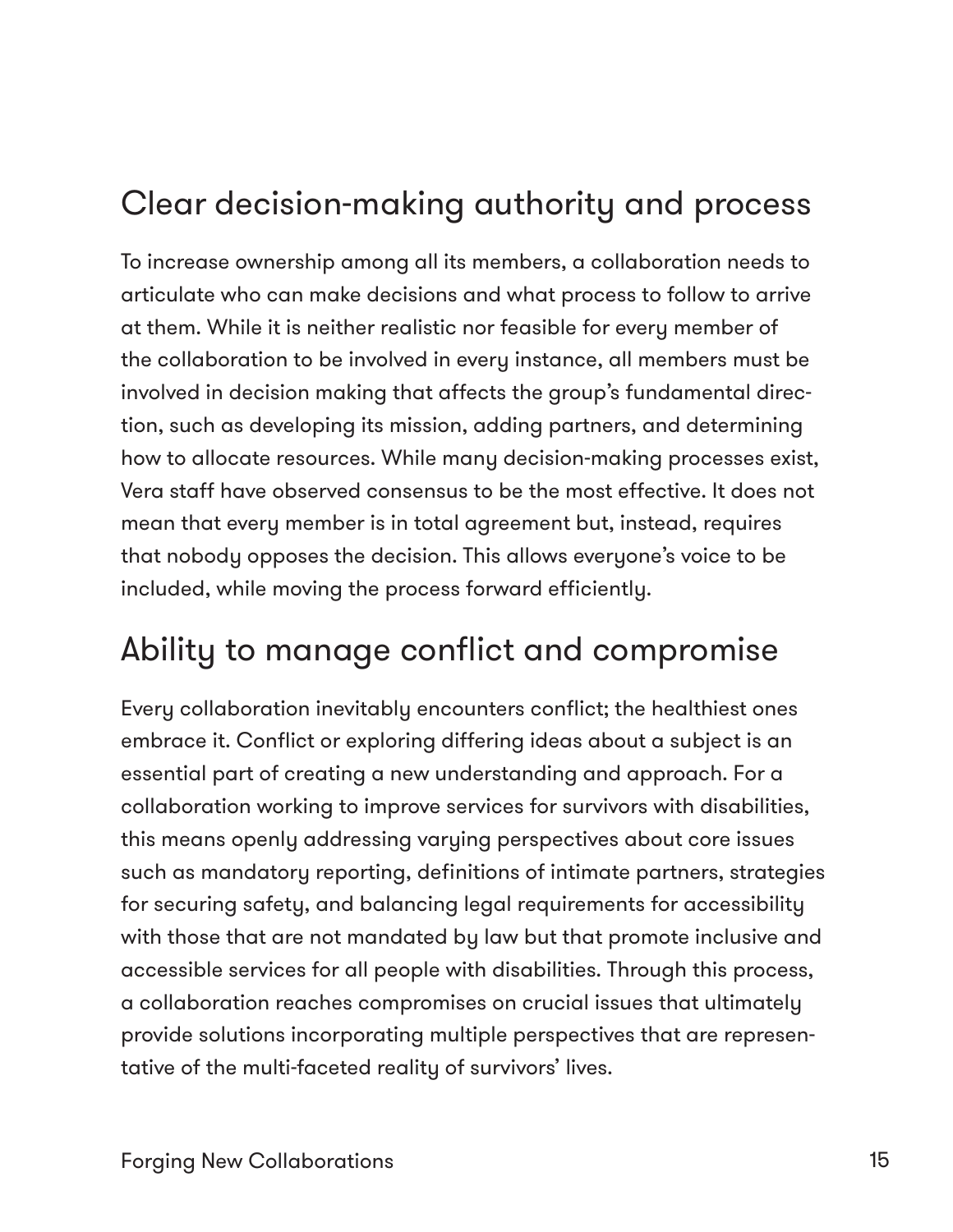## Clear decision-making authority and process

To increase ownership among all its members, a collaboration needs to articulate who can make decisions and what process to follow to arrive at them. While it is neither realistic nor feasible for every member of the collaboration to be involved in every instance, all members must be involved in decision making that affects the group's fundamental direction, such as developing its mission, adding partners, and determining how to allocate resources. While many decision-making processes exist, Vera staff have observed consensus to be the most effective. It does not mean that every member is in total agreement but, instead, requires that nobody opposes the decision. This allows everyone's voice to be included, while moving the process forward efficiently.

## Ability to manage conflict and compromise

Every collaboration inevitably encounters conflict; the healthiest ones embrace it. Conflict or exploring differing ideas about a subject is an essential part of creating a new understanding and approach. For a collaboration working to improve services for survivors with disabilities, this means openly addressing varying perspectives about core issues such as mandatory reporting, definitions of intimate partners, strategies for securing safety, and balancing legal requirements for accessibility with those that are not mandated by law but that promote inclusive and accessible services for all people with disabilities. Through this process, a collaboration reaches compromises on crucial issues that ultimately provide solutions incorporating multiple perspectives that are representative of the multi-faceted reality of survivors' lives.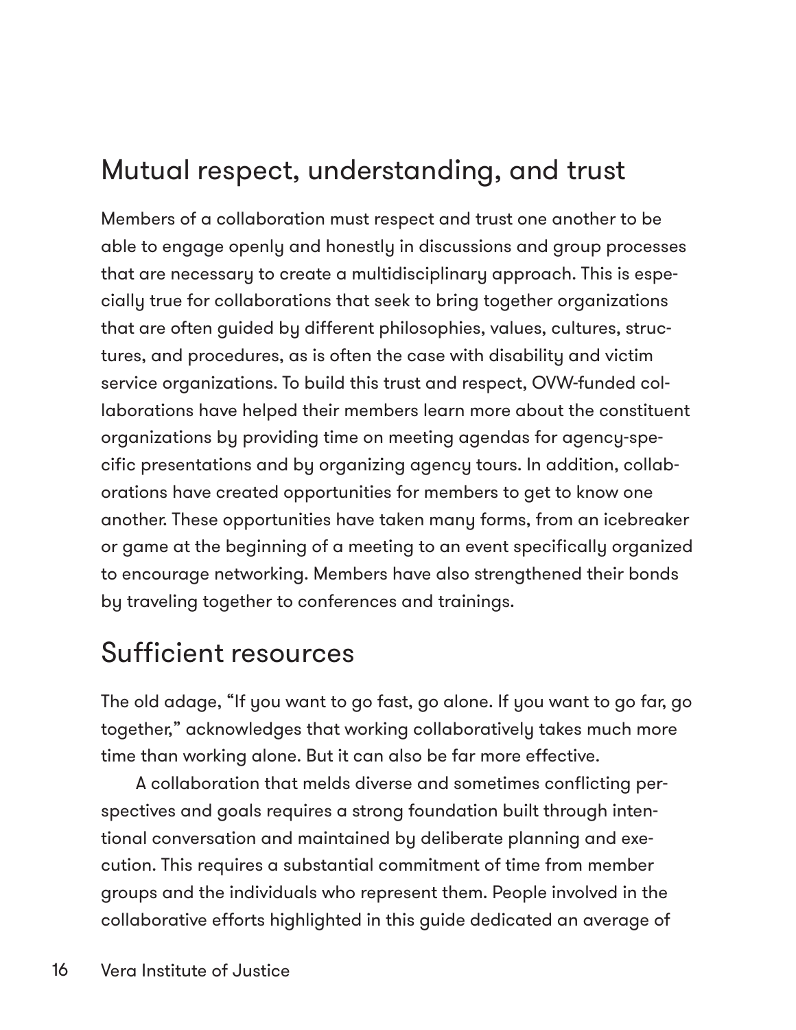## Mutual respect, understanding, and trust

Members of a collaboration must respect and trust one another to be able to engage openly and honestly in discussions and group processes that are necessary to create a multidisciplinary approach. This is especially true for collaborations that seek to bring together organizations that are often guided by different philosophies, values, cultures, structures, and procedures, as is often the case with disability and victim service organizations. To build this trust and respect, OVW-funded collaborations have helped their members learn more about the constituent organizations by providing time on meeting agendas for agency-specific presentations and by organizing agency tours. In addition, collaborations have created opportunities for members to get to know one another. These opportunities have taken many forms, from an icebreaker or game at the beginning of a meeting to an event specifically organized to encourage networking. Members have also strengthened their bonds by traveling together to conferences and trainings.

## Sufficient resources

The old adage, "If you want to go fast, go alone. If you want to go far, go together," acknowledges that working collaboratively takes much more time than working alone. But it can also be far more effective.

A collaboration that melds diverse and sometimes conflicting perspectives and goals requires a strong foundation built through intentional conversation and maintained by deliberate planning and execution. This requires a substantial commitment of time from member groups and the individuals who represent them. People involved in the collaborative efforts highlighted in this guide dedicated an average of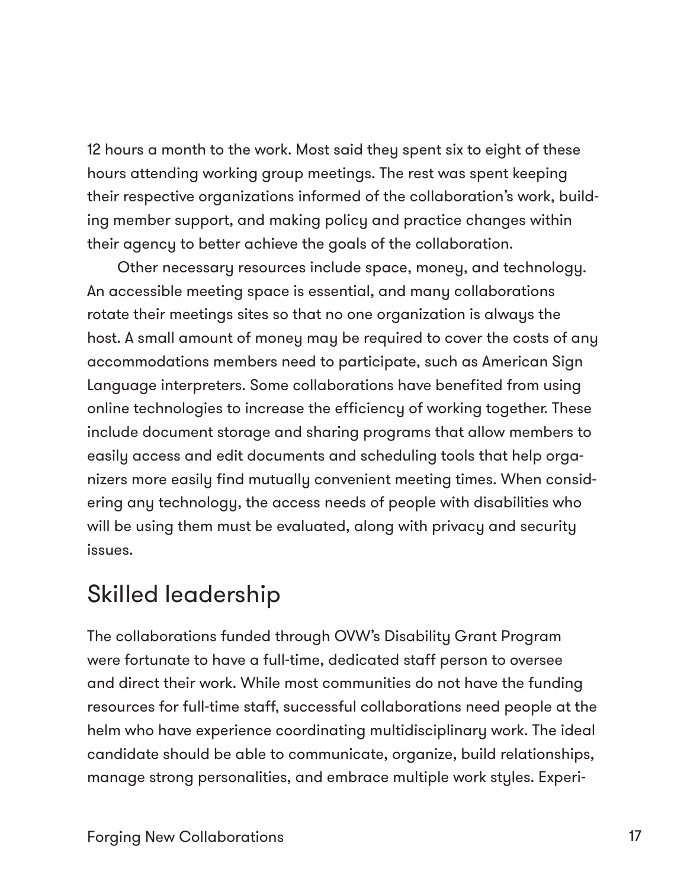12 hours a month to the work. Most said they spent six to eight of these hours attending working group meetings. The rest was spent keeping their respective organizations informed of the collaboration's work, building member support, and making policy and practice changes within their agency to better achieve the goals of the collaboration.

Other necessary resources include space, money, and technology. An accessible meeting space is essential, and many collaborations rotate their meetings sites so that no one organization is always the host. A small amount of money may be required to cover the costs of any accommodations members need to participate, such as American Sign Language interpreters. Some collaborations have benefited from using online technologies to increase the efficiency of working together. These include document storage and sharing programs that allow members to easily access and edit documents and scheduling tools that help organizers more easily find mutually convenient meeting times. When considering any technology, the access needs of people with disabilities who will be using them must be evaluated, along with privacy and security issues.

## Skilled leadership

The collaborations funded through OVW's Disability Grant Program were fortunate to have a full-time, dedicated staff person to oversee and direct their work. While most communities do not have the funding resources for full-time staff, successful collaborations need people at the helm who have experience coordinating multidisciplinary work. The ideal candidate should be able to communicate, organize, build relationships, manage strong personalities, and embrace multiple work styles. Experi-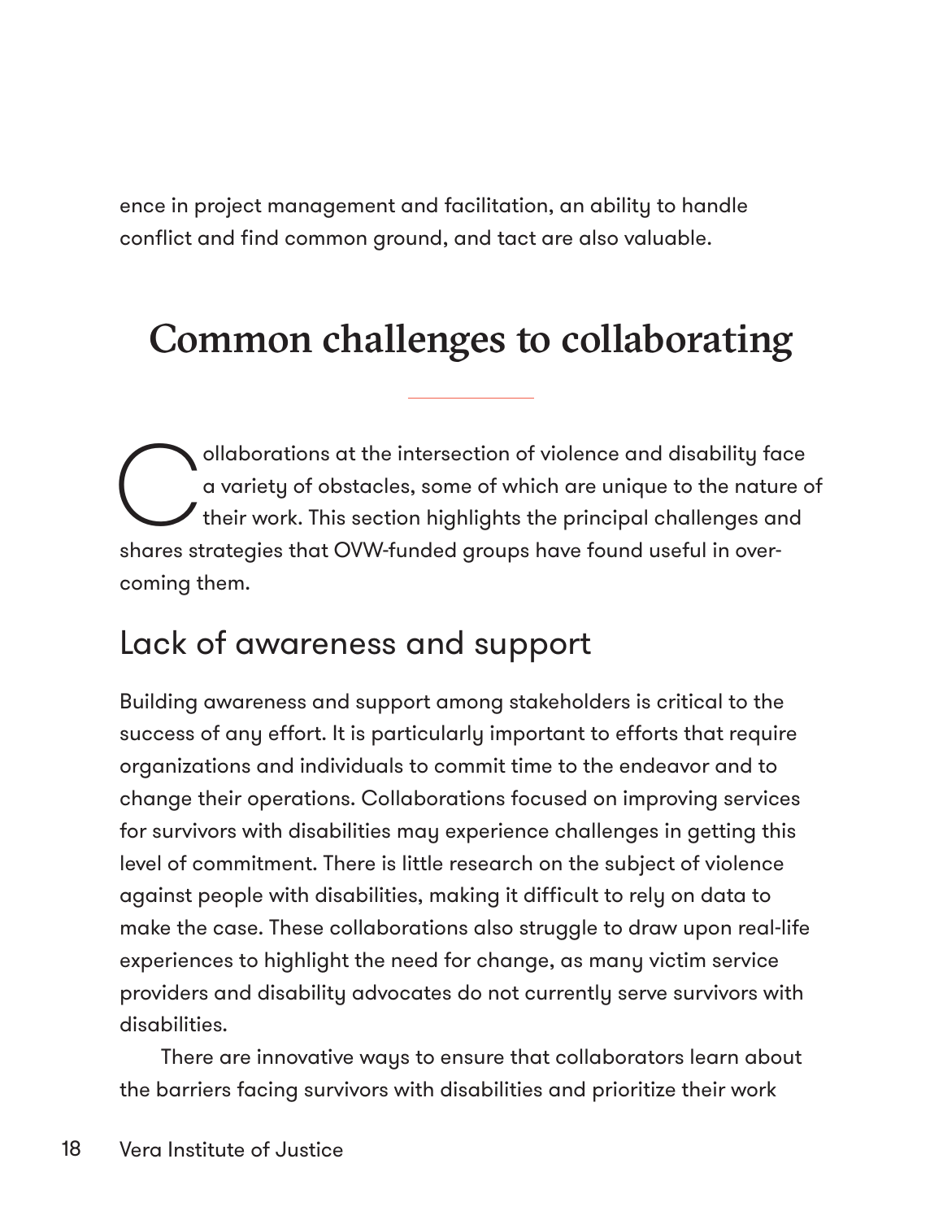ence in project management and facilitation, an ability to handle conflict and find common ground, and tact are also valuable.

# Common challenges to collaborating

Collaborations at the intersection of violence and disability face a variety of obstacles, some of which are unique to the nature of their work. This section highlights the principal challenges and shares strategies that OVW-funded groups have found useful in overcoming them.

## Lack of awareness and support

Building awareness and support among stakeholders is critical to the success of any effort. It is particularly important to efforts that require organizations and individuals to commit time to the endeavor and to change their operations. Collaborations focused on improving services for survivors with disabilities may experience challenges in getting this level of commitment. There is little research on the subject of violence against people with disabilities, making it difficult to rely on data to make the case. These collaborations also struggle to draw upon real-life experiences to highlight the need for change, as many victim service providers and disability advocates do not currently serve survivors with disabilities.

There are innovative ways to ensure that collaborators learn about the barriers facing survivors with disabilities and prioritize their work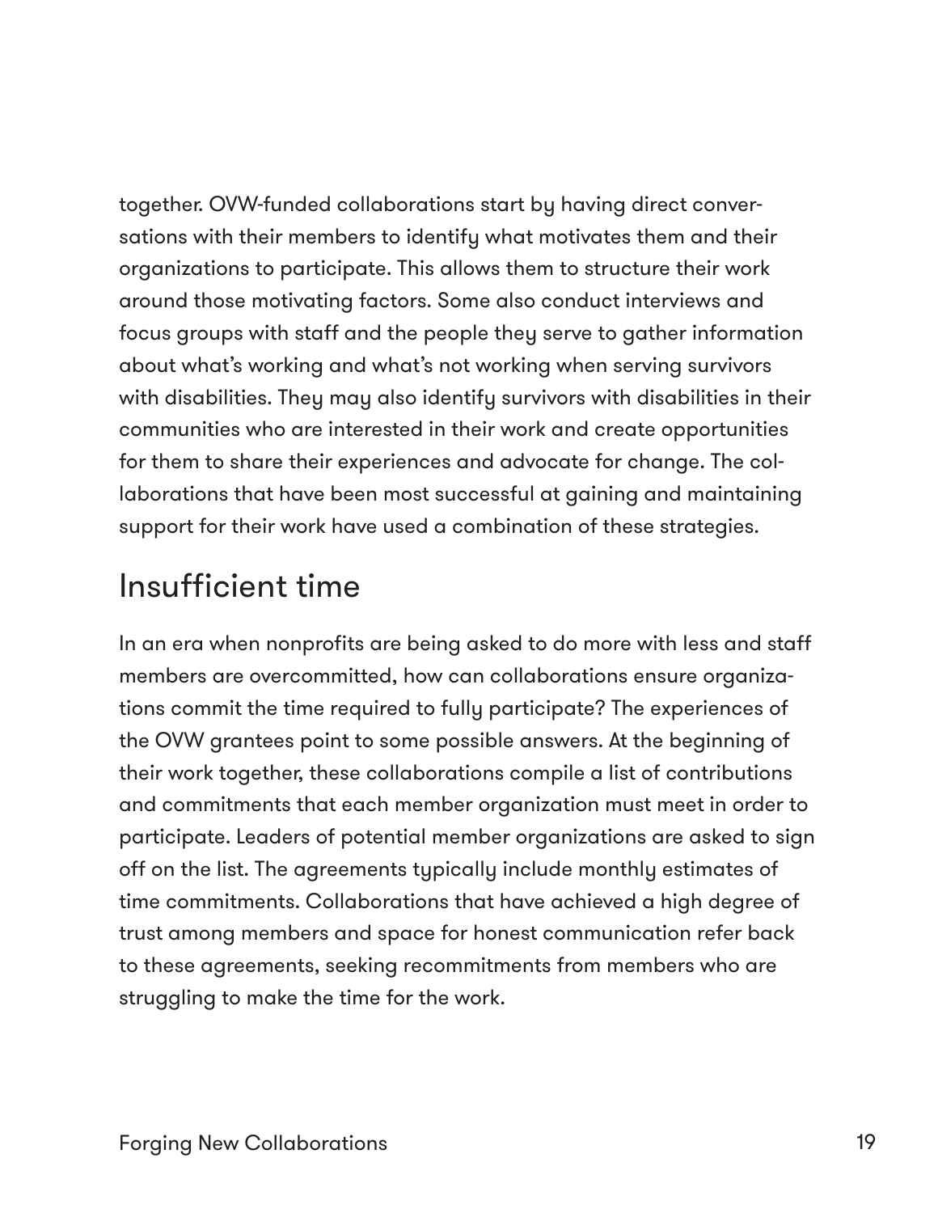together. OVW-funded collaborations start by having direct conversations with their members to identify what motivates them and their organizations to participate. This allows them to structure their work around those motivating factors. Some also conduct interviews and focus groups with staff and the people they serve to gather information about what's working and what's not working when serving survivors with disabilities. They may also identify survivors with disabilities in their communities who are interested in their work and create opportunities for them to share their experiences and advocate for change. The collaborations that have been most successful at gaining and maintaining support for their work have used a combination of these strategies.

## Insufficient time

In an era when nonprofits are being asked to do more with less and staff members are overcommitted, how can collaborations ensure organizations commit the time required to fully participate? The experiences of the OVW grantees point to some possible answers. At the beginning of their work together, these collaborations compile a list of contributions and commitments that each member organization must meet in order to participate. Leaders of potential member organizations are asked to sign off on the list. The agreements typically include monthly estimates of time commitments. Collaborations that have achieved a high degree of trust among members and space for honest communication refer back to these agreements, seeking recommitments from members who are struggling to make the time for the work.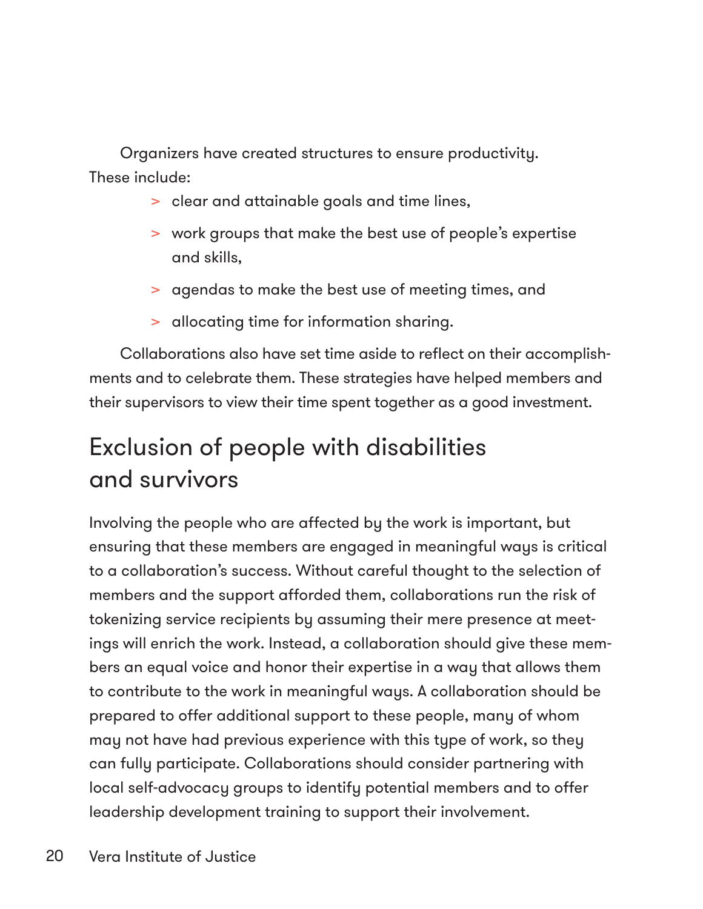Organizers have created structures to ensure productivity. These include:

- clear and attainable goals and time lines,
- work groups that make the best use of people's expertise and skills,
- agendas to make the best use of meeting times, and
- allocating time for information sharing.

Collaborations also have set time aside to reflect on their accomplishments and to celebrate them. These strategies have helped members and their supervisors to view their time spent together as a good investment.

## Exclusion of people with disabilities and survivors

Involving the people who are affected by the work is important, but ensuring that these members are engaged in meaningful ways is critical to a collaboration's success. Without careful thought to the selection of members and the support afforded them, collaborations run the risk of tokenizing service recipients by assuming their mere presence at meetings will enrich the work. Instead, a collaboration should give these members an equal voice and honor their expertise in a way that allows them to contribute to the work in meaningful ways. A collaboration should be prepared to offer additional support to these people, many of whom may not have had previous experience with this type of work, so they can fully participate. Collaborations should consider partnering with local self-advocacy groups to identify potential members and to offer leadership development training to support their involvement.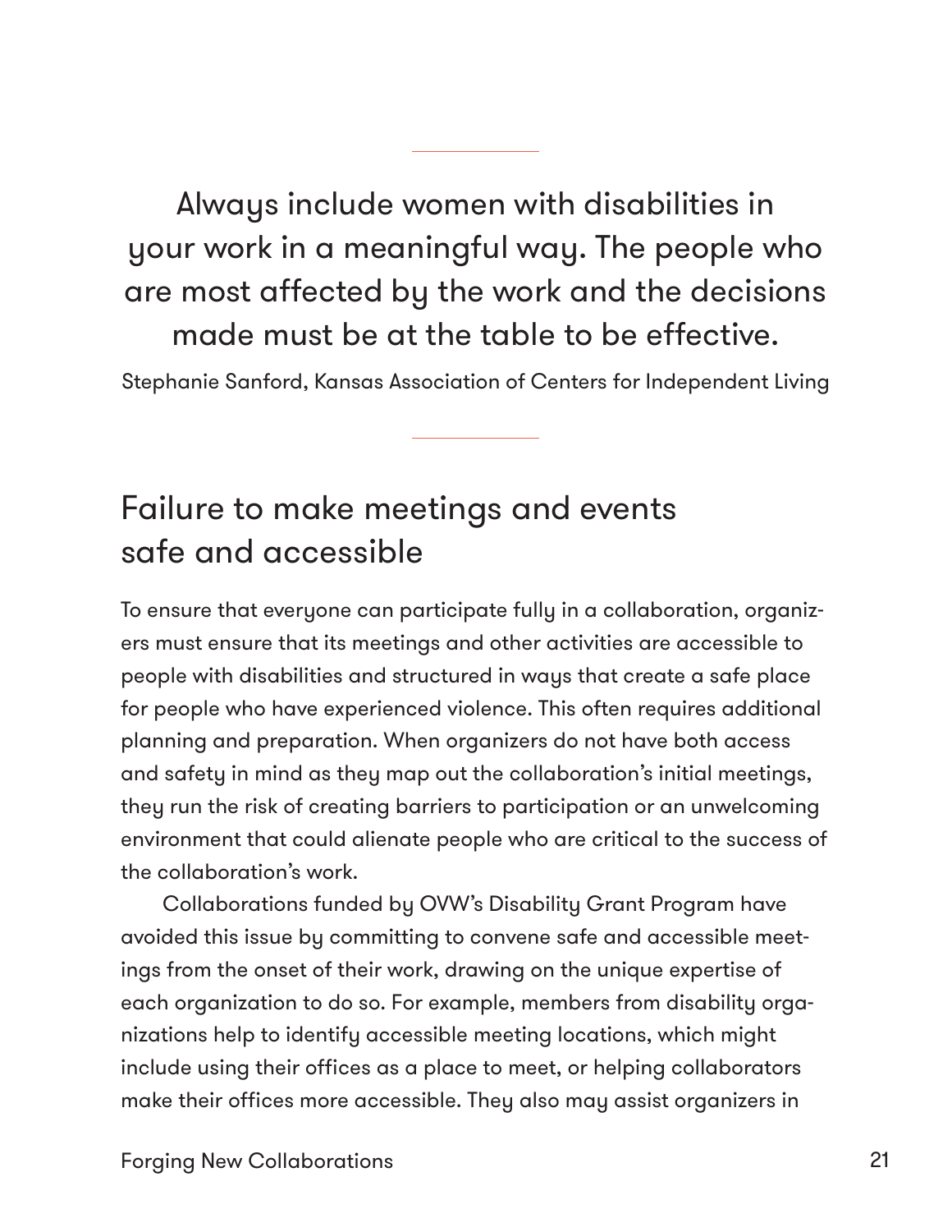> Always include women with disabilities in your work in a meaningful way. The people who are most affected by the work and the decisions made must be at the table to be effective.
>
> Stephanie Sanford, Kansas Association of Centers for Independent Living

## Failure to make meetings and events safe and accessible

To ensure that everyone can participate fully in a collaboration, organizers must ensure that its meetings and other activities are accessible to people with disabilities and structured in ways that create a safe place for people who have experienced violence. This often requires additional planning and preparation. When organizers do not have both access and safety in mind as they map out the collaboration's initial meetings, they run the risk of creating barriers to participation or an unwelcoming environment that could alienate people who are critical to the success of the collaboration's work.

Collaborations funded by OVW's Disability Grant Program have avoided this issue by committing to convene safe and accessible meetings from the onset of their work, drawing on the unique expertise of each organization to do so. For example, members from disability organizations help to identify accessible meeting locations, which might include using their offices as a place to meet, or helping collaborators make their offices more accessible. They also may assist organizers in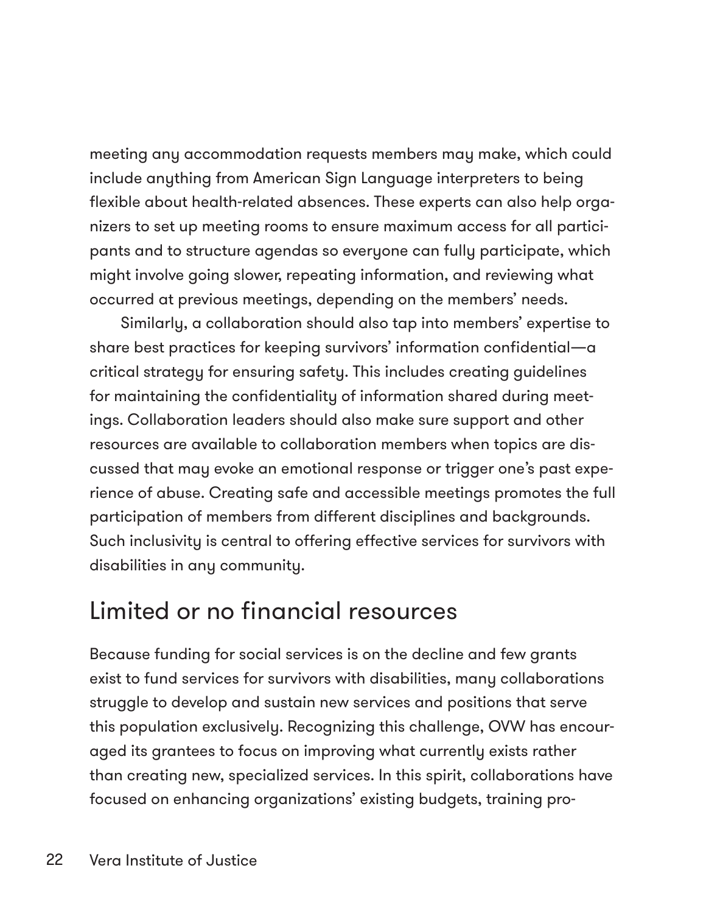meeting any accommodation requests members may make, which could include anything from American Sign Language interpreters to being flexible about health-related absences. These experts can also help organizers to set up meeting rooms to ensure maximum access for all participants and to structure agendas so everyone can fully participate, which might involve going slower, repeating information, and reviewing what occurred at previous meetings, depending on the members' needs.

Similarly, a collaboration should also tap into members' expertise to share best practices for keeping survivors' information confidential—a critical strategy for ensuring safety. This includes creating guidelines for maintaining the confidentiality of information shared during meetings. Collaboration leaders should also make sure support and other resources are available to collaboration members when topics are discussed that may evoke an emotional response or trigger one's past experience of abuse. Creating safe and accessible meetings promotes the full participation of members from different disciplines and backgrounds. Such inclusivity is central to offering effective services for survivors with disabilities in any community.

## Limited or no financial resources

Because funding for social services is on the decline and few grants exist to fund services for survivors with disabilities, many collaborations struggle to develop and sustain new services and positions that serve this population exclusively. Recognizing this challenge, OVW has encouraged its grantees to focus on improving what currently exists rather than creating new, specialized services. In this spirit, collaborations have focused on enhancing organizations' existing budgets, training pro-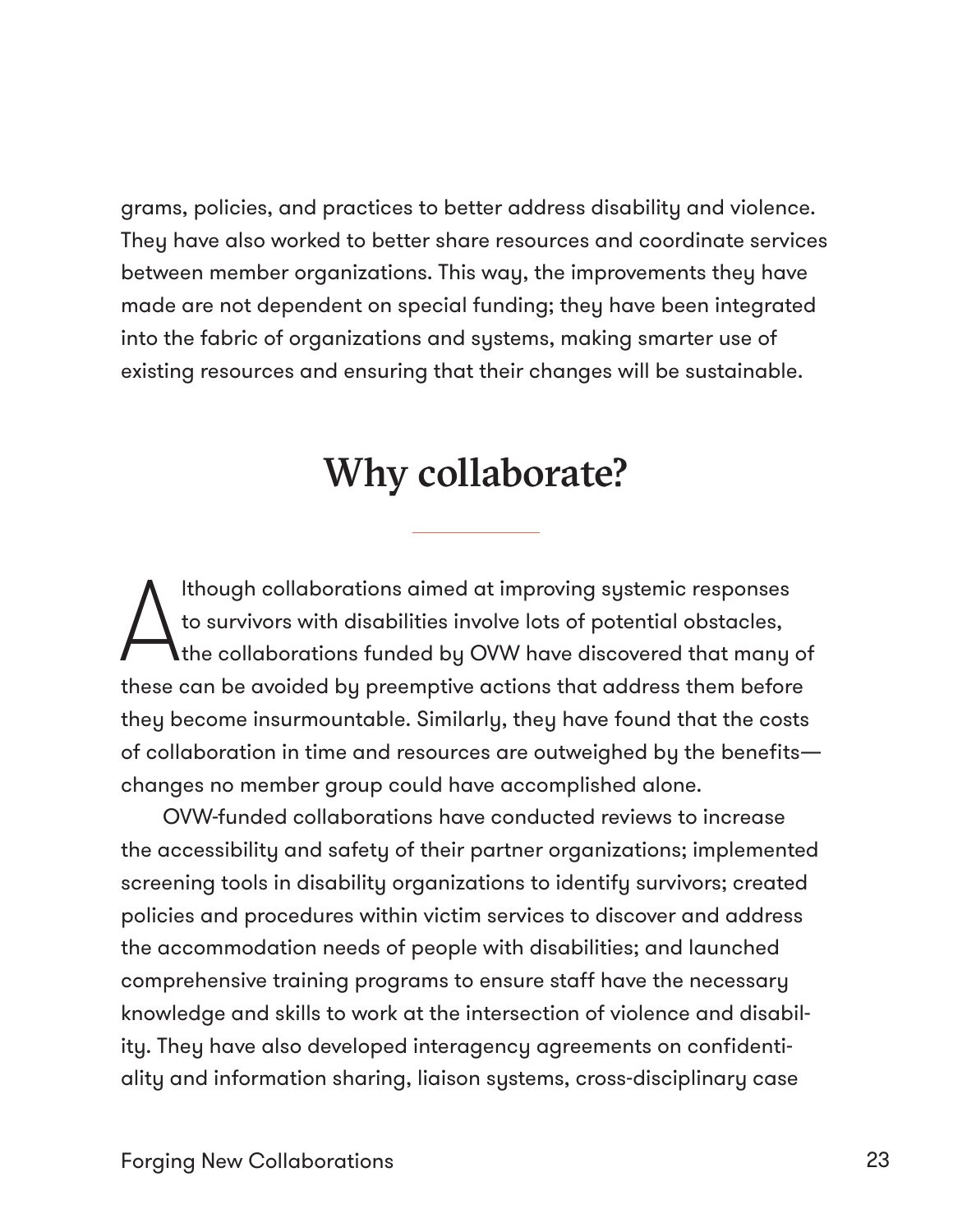grams, policies, and practices to better address disability and violence. They have also worked to better share resources and coordinate services between member organizations. This way, the improvements they have made are not dependent on special funding; they have been integrated into the fabric of organizations and systems, making smarter use of existing resources and ensuring that their changes will be sustainable.

## Why collaborate?

Although collaborations aimed at improving systemic responses to survivors with disabilities involve lots of potential obstacles, the collaborations funded by OVW have discovered that many of these can be avoided by preemptive actions that address them before they become insurmountable. Similarly, they have found that the costs of collaboration in time and resources are outweighed by the benefits—changes no member group could have accomplished alone.

OVW-funded collaborations have conducted reviews to increase the accessibility and safety of their partner organizations; implemented screening tools in disability organizations to identify survivors; created policies and procedures within victim services to discover and address the accommodation needs of people with disabilities; and launched comprehensive training programs to ensure staff have the necessary knowledge and skills to work at the intersection of violence and disability. They have also developed interagency agreements on confidentiality and information sharing, liaison systems, cross-disciplinary case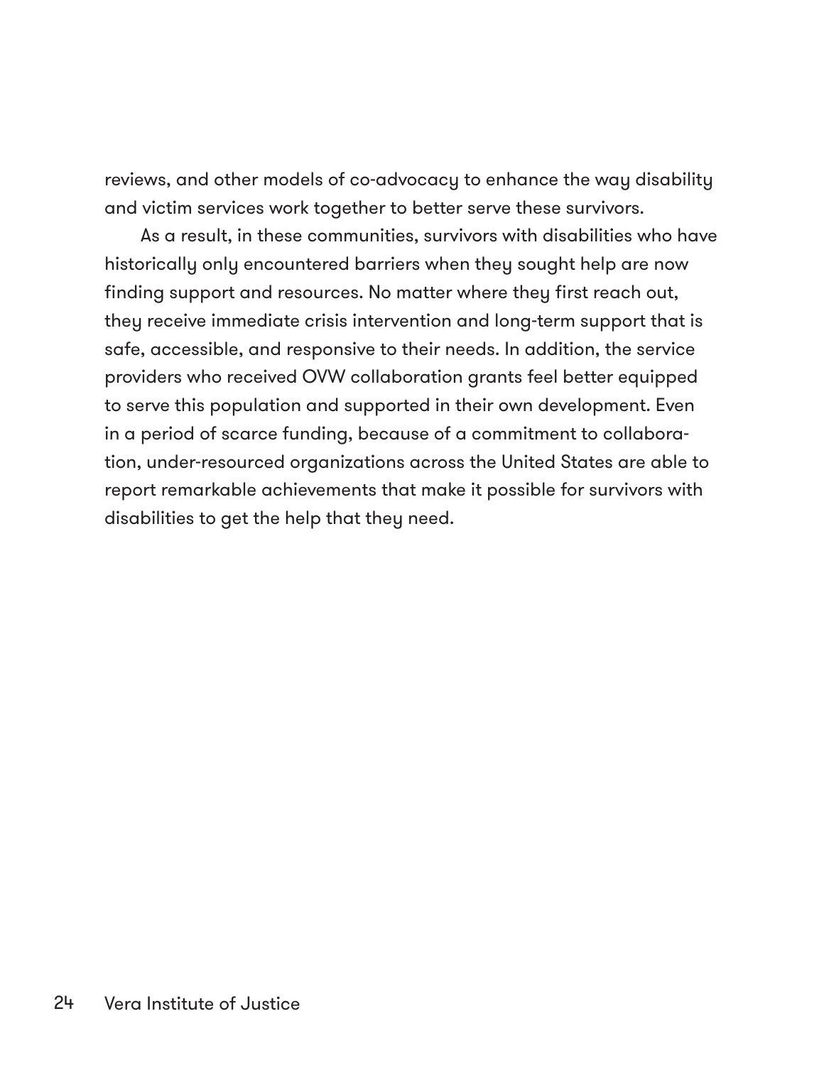reviews, and other models of co-advocacy to enhance the way disability and victim services work together to better serve these survivors.

As a result, in these communities, survivors with disabilities who have historically only encountered barriers when they sought help are now finding support and resources. No matter where they first reach out, they receive immediate crisis intervention and long-term support that is safe, accessible, and responsive to their needs. In addition, the service providers who received OVW collaboration grants feel better equipped to serve this population and supported in their own development. Even in a period of scarce funding, because of a commitment to collaboration, under-resourced organizations across the United States are able to report remarkable achievements that make it possible for survivors with disabilities to get the help that they need.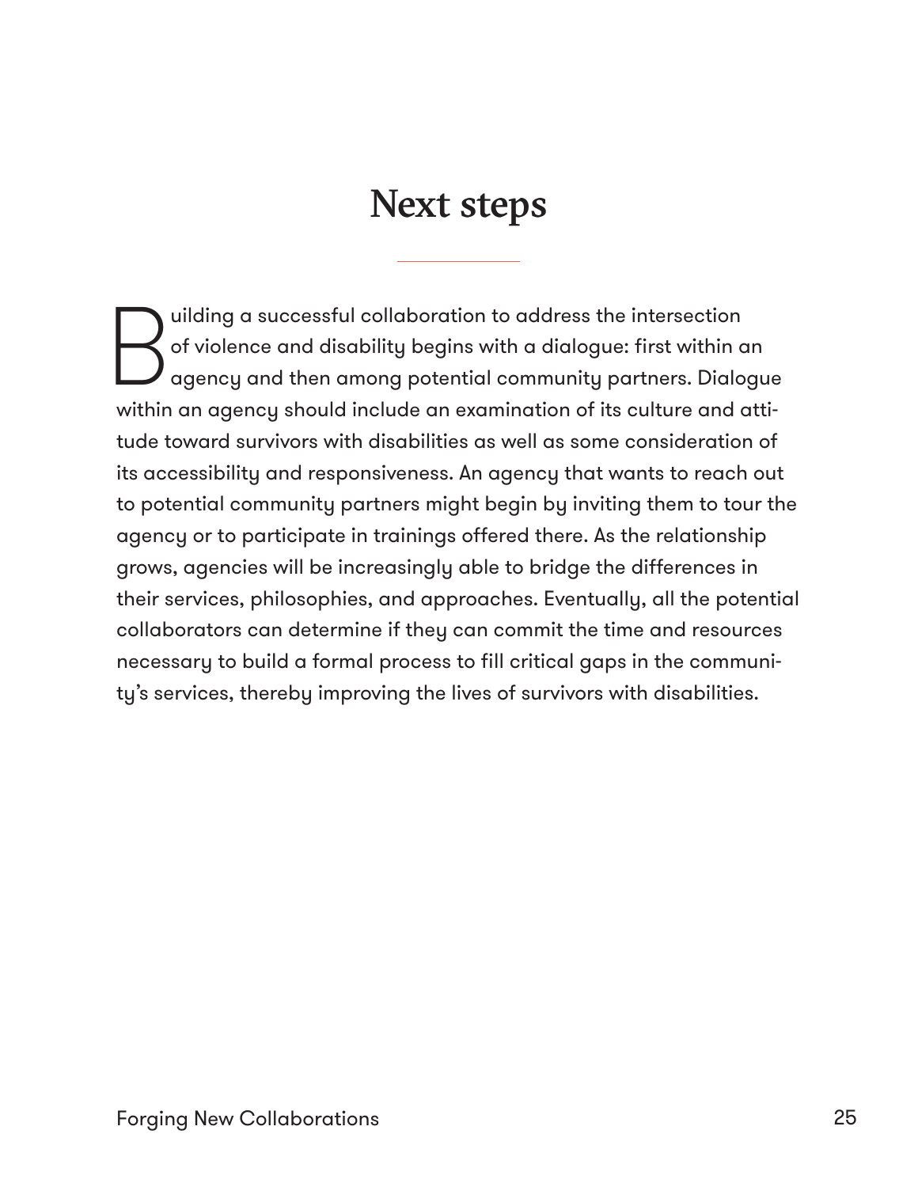# Next steps

Building a successful collaboration to address the intersection of violence and disability begins with a dialogue: first within an agency and then among potential community partners. Dialogue within an agency should include an examination of its culture and attitude toward survivors with disabilities as well as some consideration of its accessibility and responsiveness. An agency that wants to reach out to potential community partners might begin by inviting them to tour the agency or to participate in trainings offered there. As the relationship grows, agencies will be increasingly able to bridge the differences in their services, philosophies, and approaches. Eventually, all the potential collaborators can determine if they can commit the time and resources necessary to build a formal process to fill critical gaps in the community's services, thereby improving the lives of survivors with disabilities.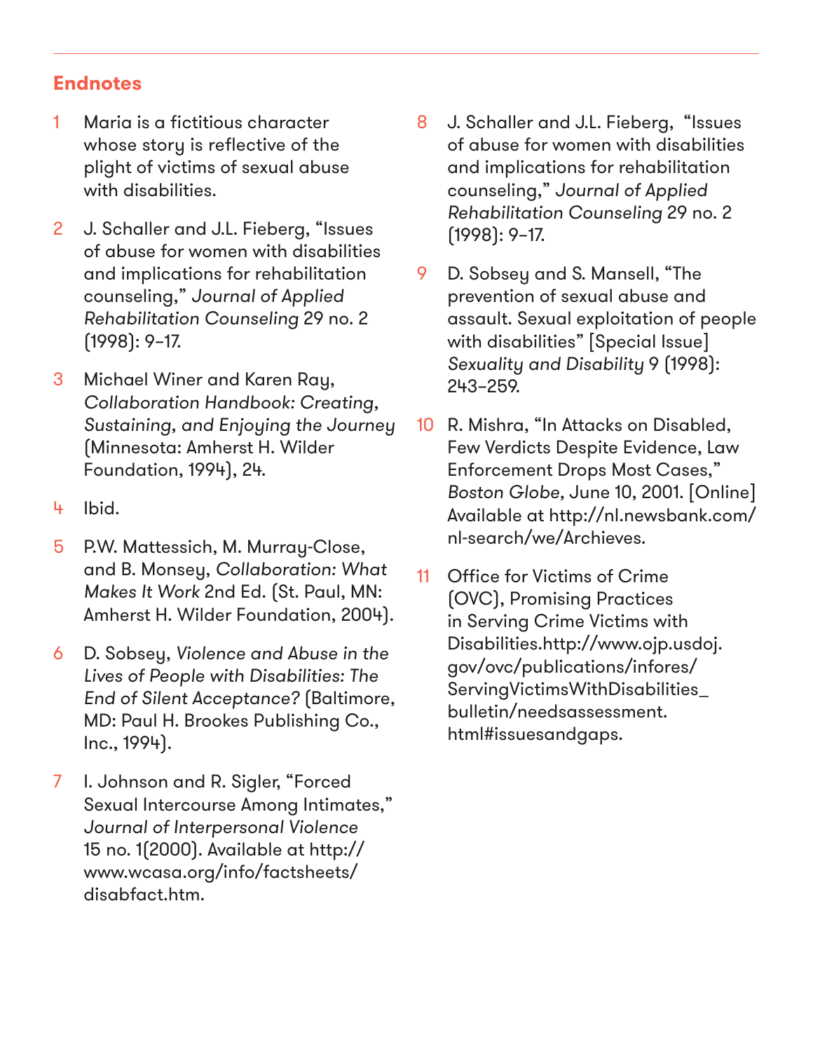## Endnotes

1. Maria is a fictitious character whose story is reflective of the plight of victims of sexual abuse with disabilities.
2. J. Schaller and J.L. Fieberg, "Issues of abuse for women with disabilities and implications for rehabilitation counseling," *Journal of Applied Rehabilitation Counseling* 29 no. 2 (1998): 9–17.
3. Michael Winer and Karen Ray, *Collaboration Handbook: Creating, Sustaining, and Enjoying the Journey* (Minnesota: Amherst H. Wilder Foundation, 1994), 24.
4. Ibid.
5. P.W. Mattessich, M. Murray-Close, and B. Monsey, *Collaboration: What Makes It Work* 2nd Ed. (St. Paul, MN: Amherst H. Wilder Foundation, 2004).
6. D. Sobsey, *Violence and Abuse in the Lives of People with Disabilities: The End of Silent Acceptance?* (Baltimore, MD: Paul H. Brookes Publishing Co., Inc., 1994).
7. I. Johnson and R. Sigler, "Forced Sexual Intercourse Among Intimates," *Journal of Interpersonal Violence* 15 no. 1(2000). Available at http://www.wcasa.org/info/factsheets/disabfact.htm.
8. J. Schaller and J.L. Fieberg, "Issues of abuse for women with disabilities and implications for rehabilitation counseling," *Journal of Applied Rehabilitation Counseling* 29 no. 2 (1998): 9–17.
9. D. Sobsey and S. Mansell, "The prevention of sexual abuse and assault. Sexual exploitation of people with disabilities" [Special Issue] *Sexuality and Disability* 9 (1998): 243–259.
10. R. Mishra, "In Attacks on Disabled, Few Verdicts Despite Evidence, Law Enforcement Drops Most Cases," *Boston Globe*, June 10, 2001. [Online] Available at http://nl.newsbank.com/nl-search/we/Archieves.
11. Office for Victims of Crime (OVC), Promising Practices in Serving Crime Victims with Disabilities.http://www.ojp.usdoj.gov/ovc/publications/infores/ServingVictimsWithDisabilities_bulletin/needsassessment.html#issuesandgaps.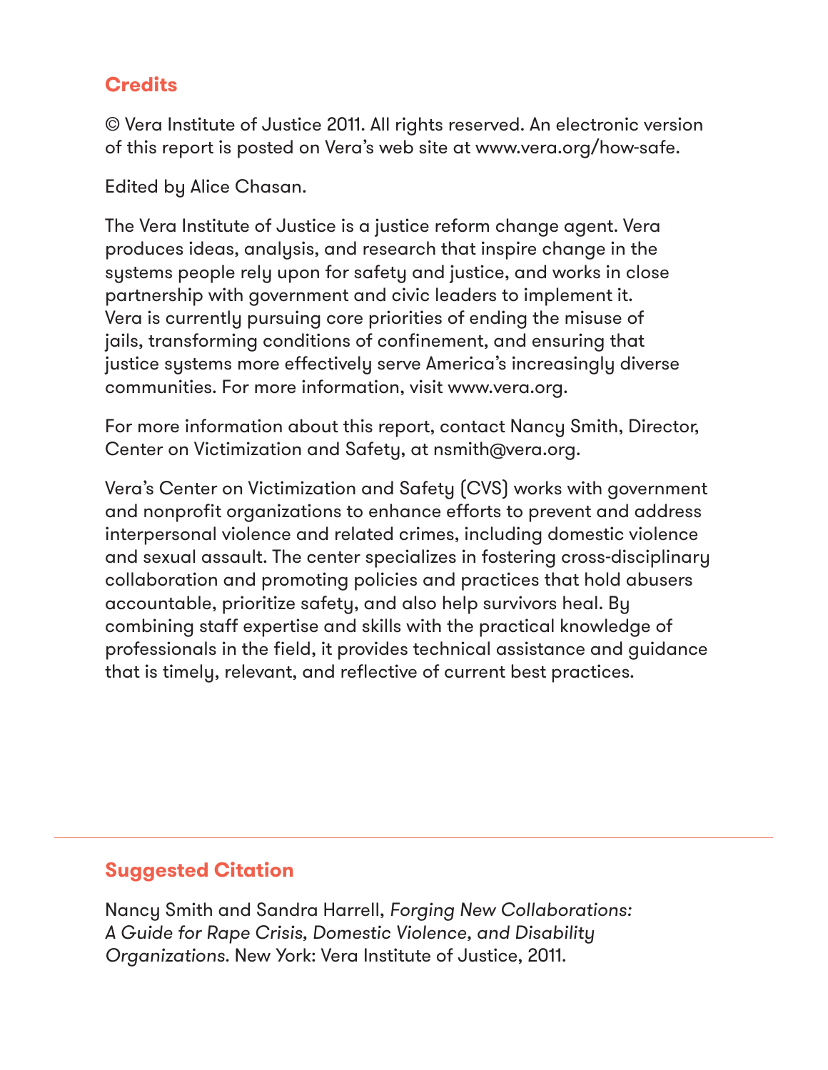## Credits

© Vera Institute of Justice 2011. All rights reserved. An electronic version of this report is posted on Vera's web site at www.vera.org/how-safe.

Edited by Alice Chasan.

The Vera Institute of Justice is a justice reform change agent. Vera produces ideas, analysis, and research that inspire change in the systems people rely upon for safety and justice, and works in close partnership with government and civic leaders to implement it. Vera is currently pursuing core priorities of ending the misuse of jails, transforming conditions of confinement, and ensuring that justice systems more effectively serve America's increasingly diverse communities. For more information, visit www.vera.org.

For more information about this report, contact Nancy Smith, Director, Center on Victimization and Safety, at nsmith@vera.org.

Vera's Center on Victimization and Safety (CVS) works with government and nonprofit organizations to enhance efforts to prevent and address interpersonal violence and related crimes, including domestic violence and sexual assault. The center specializes in fostering cross-disciplinary collaboration and promoting policies and practices that hold abusers accountable, prioritize safety, and also help survivors heal. By combining staff expertise and skills with the practical knowledge of professionals in the field, it provides technical assistance and guidance that is timely, relevant, and reflective of current best practices.

---

## Suggested Citation

Nancy Smith and Sandra Harrell, *Forging New Collaborations: A Guide for Rape Crisis, Domestic Violence, and Disability Organizations*. New York: Vera Institute of Justice, 2011.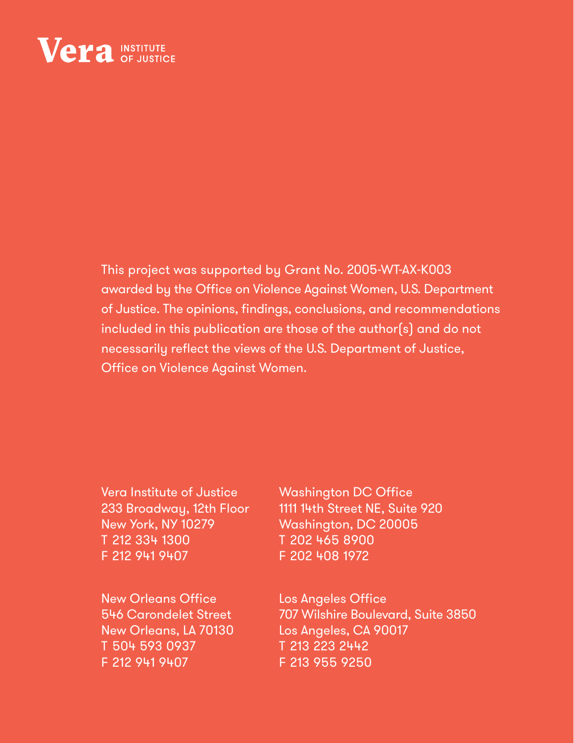**Vera** INSTITUTE OF JUSTICE

This project was supported by Grant No. 2005-WT-AX-K003 awarded by the Office on Violence Against Women, U.S. Department of Justice. The opinions, findings, conclusions, and recommendations included in this publication are those of the author(s) and do not necessarily reflect the views of the U.S. Department of Justice, Office on Violence Against Women.

Vera Institute of Justice
233 Broadway, 12th Floor
New York, NY 10279
T 212 334 1300
F 212 941 9407

Washington DC Office
1111 14th Street NE, Suite 920
Washington, DC 20005
T 202 465 8900
F 202 408 1972

New Orleans Office
546 Carondelet Street
New Orleans, LA 70130
T 504 593 0937
F 212 941 9407

Los Angeles Office
707 Wilshire Boulevard, Suite 3850
Los Angeles, CA 90017
T 213 223 2442
F 213 955 9250